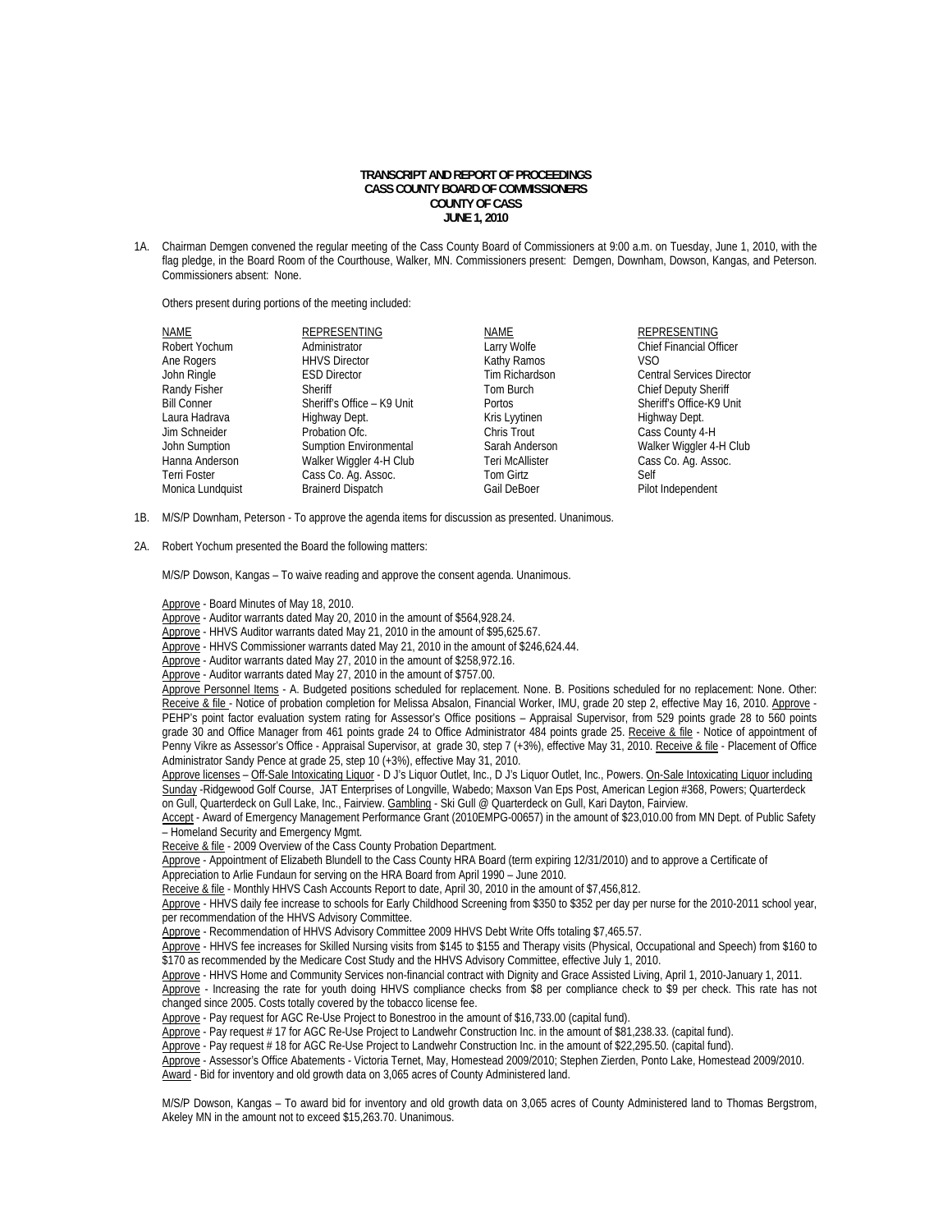**TRANSCRIPT AND REPORT OF PROCEEDINGS**
**CASS COUNTY BOARD OF COMMISSIONERS**
**COUNTY OF CASS**
**JUNE 1, 2010**

1A. Chairman Demgen convened the regular meeting of the Cass County Board of Commissioners at 9:00 a.m. on Tuesday, June 1, 2010, with the flag pledge, in the Board Room of the Courthouse, Walker, MN. Commissioners present: Demgen, Downham, Dowson, Kangas, and Peterson. Commissioners absent: None.

Others present during portions of the meeting included:

| NAME | REPRESENTING | NAME | REPRESENTING |
|---|---|---|---|
| Robert Yochum | Administrator | Larry Wolfe | Chief Financial Officer |
| Ane Rogers | HHVS Director | Kathy Ramos | VSO |
| John Ringle | ESD Director | Tim Richardson | Central Services Director |
| Randy Fisher | Sheriff | Tom Burch | Chief Deputy Sheriff |
| Bill Conner | Sheriff's Office – K9 Unit | Portos | Sheriff's Office-K9 Unit |
| Laura Hadrava | Highway Dept. | Kris Lyytinen | Highway Dept. |
| Jim Schneider | Probation Ofc. | Chris Trout | Cass County 4-H |
| John Sumption | Sumption Environmental | Sarah Anderson | Walker Wiggler 4-H Club |
| Hanna Anderson | Walker Wiggler 4-H Club | Teri McAllister | Cass Co. Ag. Assoc. |
| Terri Foster | Cass Co. Ag. Assoc. | Tom Girtz | Self |
| Monica Lundquist | Brainerd Dispatch | Gail DeBoer | Pilot Independent |

1B. M/S/P Downham, Peterson - To approve the agenda items for discussion as presented. Unanimous.

2A. Robert Yochum presented the Board the following matters:

M/S/P Dowson, Kangas – To waive reading and approve the consent agenda. Unanimous.

Approve - Board Minutes of May 18, 2010.
Approve - Auditor warrants dated May 20, 2010 in the amount of $564,928.24.
Approve - HHVS Auditor warrants dated May 21, 2010 in the amount of $95,625.67.
Approve - HHVS Commissioner warrants dated May 21, 2010 in the amount of $246,624.44.
Approve - Auditor warrants dated May 27, 2010 in the amount of $258,972.16.
Approve - Auditor warrants dated May 27, 2010 in the amount of $757.00.
Approve Personnel Items - A. Budgeted positions scheduled for replacement. None. B. Positions scheduled for no replacement: None. Other: Receive & file - Notice of probation completion for Melissa Absalon, Financial Worker, IMU, grade 20 step 2, effective May 16, 2010. Approve - PEHP's point factor evaluation system rating for Assessor's Office positions – Appraisal Supervisor, from 529 points grade 28 to 560 points grade 30 and Office Manager from 461 points grade 24 to Office Administrator 484 points grade 25. Receive & file - Notice of appointment of Penny Vikre as Assessor's Office - Appraisal Supervisor, at grade 30, step 7 (+3%), effective May 31, 2010. Receive & file - Placement of Office Administrator Sandy Pence at grade 25, step 10 (+3%), effective May 31, 2010.
Approve licenses – Off-Sale Intoxicating Liquor - D J's Liquor Outlet, Inc., D J's Liquor Outlet, Inc., Powers. On-Sale Intoxicating Liquor including Sunday -Ridgewood Golf Course, JAT Enterprises of Longville, Wabedo; Maxson Van Eps Post, American Legion #368, Powers; Quarterdeck on Gull, Quarterdeck on Gull Lake, Inc., Fairview. Gambling - Ski Gull @ Quarterdeck on Gull, Kari Dayton, Fairview.
Accept - Award of Emergency Management Performance Grant (2010EMPG-00657) in the amount of $23,010.00 from MN Dept. of Public Safety – Homeland Security and Emergency Mgmt.
Receive & file - 2009 Overview of the Cass County Probation Department.
Approve - Appointment of Elizabeth Blundell to the Cass County HRA Board (term expiring 12/31/2010) and to approve a Certificate of Appreciation to Arlie Fundaun for serving on the HRA Board from April 1990 – June 2010.
Receive & file - Monthly HHVS Cash Accounts Report to date, April 30, 2010 in the amount of $7,456,812.
Approve - HHVS daily fee increase to schools for Early Childhood Screening from $350 to $352 per day per nurse for the 2010-2011 school year, per recommendation of the HHVS Advisory Committee.
Approve - Recommendation of HHVS Advisory Committee 2009 HHVS Debt Write Offs totaling $7,465.57.
Approve - HHVS fee increases for Skilled Nursing visits from $145 to $155 and Therapy visits (Physical, Occupational and Speech) from $160 to $170 as recommended by the Medicare Cost Study and the HHVS Advisory Committee, effective July 1, 2010.
Approve - HHVS Home and Community Services non-financial contract with Dignity and Grace Assisted Living, April 1, 2010-January 1, 2011.
Approve - Increasing the rate for youth doing HHVS compliance checks from $8 per compliance check to $9 per check. This rate has not changed since 2005. Costs totally covered by the tobacco license fee.
Approve - Pay request for AGC Re-Use Project to Bonestroo in the amount of $16,733.00 (capital fund).
Approve - Pay request # 17 for AGC Re-Use Project to Landwehr Construction Inc. in the amount of $81,238.33. (capital fund).
Approve - Pay request # 18 for AGC Re-Use Project to Landwehr Construction Inc. in the amount of $22,295.50. (capital fund).
Approve - Assessor's Office Abatements - Victoria Ternet, May, Homestead 2009/2010; Stephen Zierden, Ponto Lake, Homestead 2009/2010.
Award - Bid for inventory and old growth data on 3,065 acres of County Administered land.

M/S/P Dowson, Kangas – To award bid for inventory and old growth data on 3,065 acres of County Administered land to Thomas Bergstrom, Akeley MN in the amount not to exceed $15,263.70. Unanimous.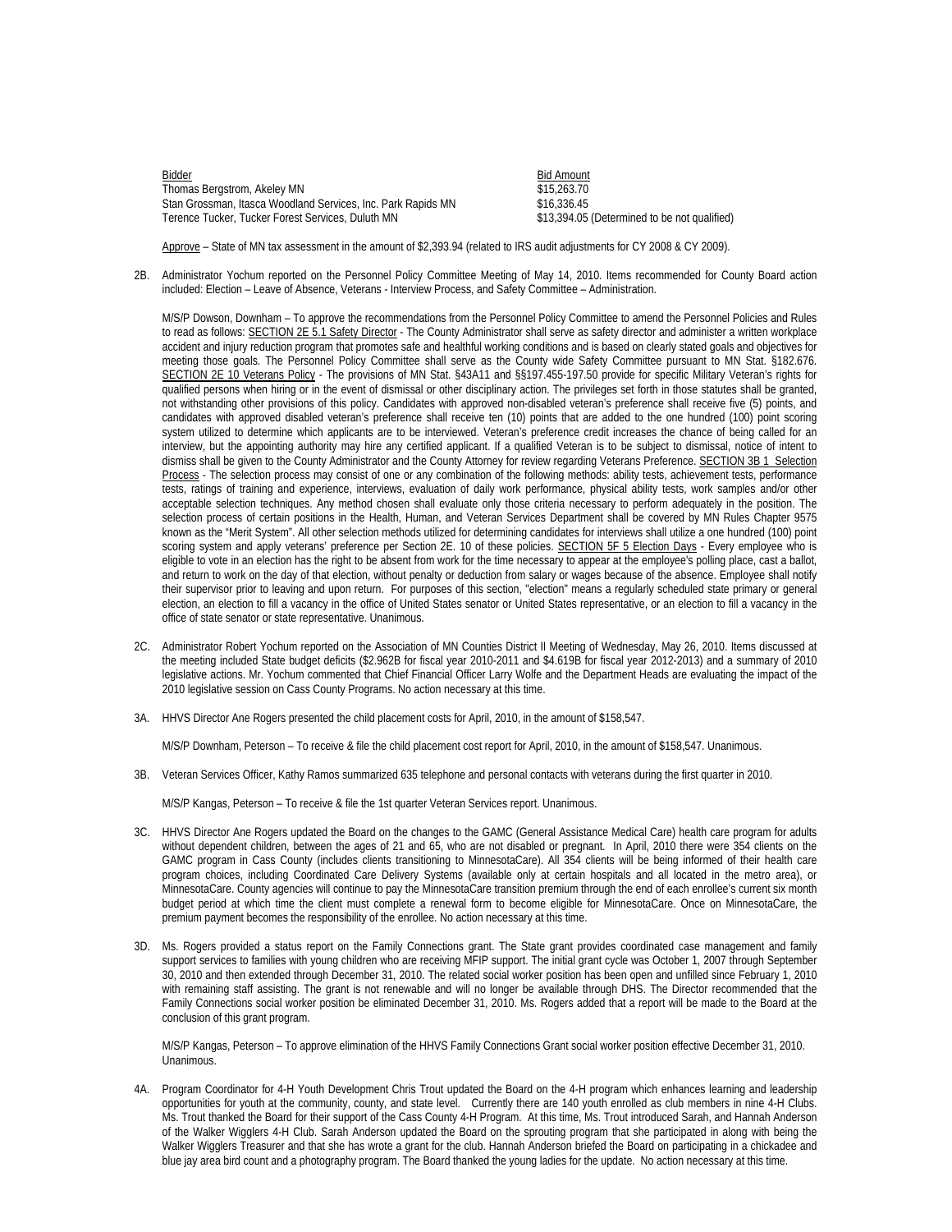| Bidder | Bid Amount |
|---|---|
| Thomas Bergstrom, Akeley MN | $15,263.70 |
| Stan Grossman, Itasca Woodland Services, Inc. Park Rapids MN | $16,336.45 |
| Terence Tucker, Tucker Forest Services, Duluth MN | $13,394.05 (Determined to be not qualified) |

Approve – State of MN tax assessment in the amount of $2,393.94 (related to IRS audit adjustments for CY 2008 & CY 2009).

2B. Administrator Yochum reported on the Personnel Policy Committee Meeting of May 14, 2010. Items recommended for County Board action included: Election – Leave of Absence, Veterans - Interview Process, and Safety Committee – Administration.

M/S/P Dowson, Downham – To approve the recommendations from the Personnel Policy Committee to amend the Personnel Policies and Rules to read as follows: SECTION 2E 5.1 Safety Director - The County Administrator shall serve as safety director and administer a written workplace accident and injury reduction program that promotes safe and healthful working conditions and is based on clearly stated goals and objectives for meeting those goals. The Personnel Policy Committee shall serve as the County wide Safety Committee pursuant to MN Stat. §182.676. SECTION 2E 10 Veterans Policy - The provisions of MN Stat. §43A11 and §§197.455-197.50 provide for specific Military Veteran's rights for qualified persons when hiring or in the event of dismissal or other disciplinary action. The privileges set forth in those statutes shall be granted, not withstanding other provisions of this policy. Candidates with approved non-disabled veteran's preference shall receive five (5) points, and candidates with approved disabled veteran's preference shall receive ten (10) points that are added to the one hundred (100) point scoring system utilized to determine which applicants are to be interviewed. Veteran's preference credit increases the chance of being called for an interview, but the appointing authority may hire any certified applicant. If a qualified Veteran is to be subject to dismissal, notice of intent to dismiss shall be given to the County Administrator and the County Attorney for review regarding Veterans Preference. SECTION 3B 1 Selection Process - The selection process may consist of one or any combination of the following methods: ability tests, achievement tests, performance tests, ratings of training and experience, interviews, evaluation of daily work performance, physical ability tests, work samples and/or other acceptable selection techniques. Any method chosen shall evaluate only those criteria necessary to perform adequately in the position. The selection process of certain positions in the Health, Human, and Veteran Services Department shall be covered by MN Rules Chapter 9575 known as the "Merit System". All other selection methods utilized for determining candidates for interviews shall utilize a one hundred (100) point scoring system and apply veterans' preference per Section 2E. 10 of these policies. SECTION 5F 5 Election Days - Every employee who is eligible to vote in an election has the right to be absent from work for the time necessary to appear at the employee's polling place, cast a ballot, and return to work on the day of that election, without penalty or deduction from salary or wages because of the absence. Employee shall notify their supervisor prior to leaving and upon return. For purposes of this section, "election" means a regularly scheduled state primary or general election, an election to fill a vacancy in the office of United States senator or United States representative, or an election to fill a vacancy in the office of state senator or state representative. Unanimous.

2C. Administrator Robert Yochum reported on the Association of MN Counties District II Meeting of Wednesday, May 26, 2010. Items discussed at the meeting included State budget deficits ($2.962B for fiscal year 2010-2011 and $4.619B for fiscal year 2012-2013) and a summary of 2010 legislative actions. Mr. Yochum commented that Chief Financial Officer Larry Wolfe and the Department Heads are evaluating the impact of the 2010 legislative session on Cass County Programs. No action necessary at this time.

3A. HHVS Director Ane Rogers presented the child placement costs for April, 2010, in the amount of $158,547.

M/S/P Downham, Peterson – To receive & file the child placement cost report for April, 2010, in the amount of $158,547. Unanimous.

3B. Veteran Services Officer, Kathy Ramos summarized 635 telephone and personal contacts with veterans during the first quarter in 2010.

M/S/P Kangas, Peterson – To receive & file the 1st quarter Veteran Services report. Unanimous.

3C. HHVS Director Ane Rogers updated the Board on the changes to the GAMC (General Assistance Medical Care) health care program for adults without dependent children, between the ages of 21 and 65, who are not disabled or pregnant. In April, 2010 there were 354 clients on the GAMC program in Cass County (includes clients transitioning to MinnesotaCare). All 354 clients will be being informed of their health care program choices, including Coordinated Care Delivery Systems (available only at certain hospitals and all located in the metro area), or MinnesotaCare. County agencies will continue to pay the MinnesotaCare transition premium through the end of each enrollee's current six month budget period at which time the client must complete a renewal form to become eligible for MinnesotaCare. Once on MinnesotaCare, the premium payment becomes the responsibility of the enrollee. No action necessary at this time.

3D. Ms. Rogers provided a status report on the Family Connections grant. The State grant provides coordinated case management and family support services to families with young children who are receiving MFIP support. The initial grant cycle was October 1, 2007 through September 30, 2010 and then extended through December 31, 2010. The related social worker position has been open and unfilled since February 1, 2010 with remaining staff assisting. The grant is not renewable and will no longer be available through DHS. The Director recommended that the Family Connections social worker position be eliminated December 31, 2010. Ms. Rogers added that a report will be made to the Board at the conclusion of this grant program.

M/S/P Kangas, Peterson – To approve elimination of the HHVS Family Connections Grant social worker position effective December 31, 2010. Unanimous.

4A. Program Coordinator for 4-H Youth Development Chris Trout updated the Board on the 4-H program which enhances learning and leadership opportunities for youth at the community, county, and state level. Currently there are 140 youth enrolled as club members in nine 4-H Clubs. Ms. Trout thanked the Board for their support of the Cass County 4-H Program. At this time, Ms. Trout introduced Sarah, and Hannah Anderson of the Walker Wigglers 4-H Club. Sarah Anderson updated the Board on the sprouting program that she participated in along with being the Walker Wigglers Treasurer and that she has wrote a grant for the club. Hannah Anderson briefed the Board on participating in a chickadee and blue jay area bird count and a photography program. The Board thanked the young ladies for the update. No action necessary at this time.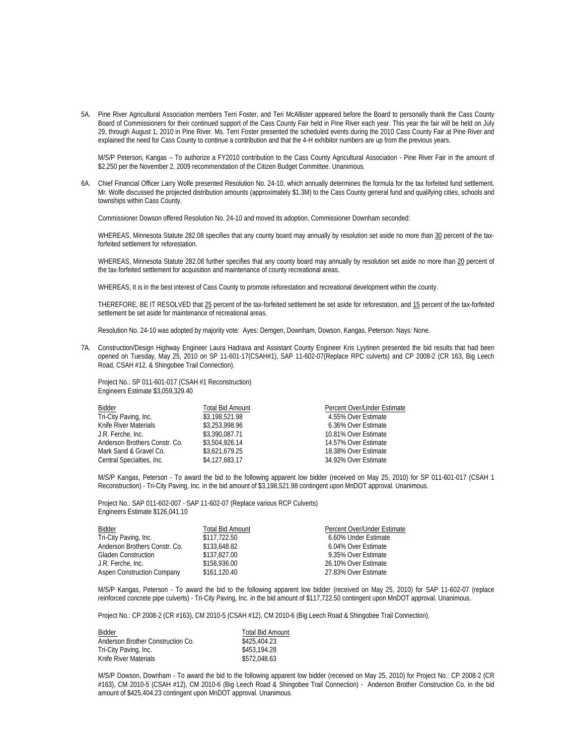5A. Pine River Agricultural Association members Terri Foster, and Teri McAllister appeared before the Board to personally thank the Cass County Board of Commissioners for their continued support of the Cass County Fair held in Pine River each year. This year the fair will be held on July 29, through August 1, 2010 in Pine River. Ms. Terri Foster presented the scheduled events during the 2010 Cass County Fair at Pine River and explained the need for Cass County to continue a contribution and that the 4-H exhibitor numbers are up from the previous years.

M/S/P Peterson, Kangas – To authorize a FY2010 contribution to the Cass County Agricultural Association - Pine River Fair in the amount of $2,250 per the November 2, 2009 recommendation of the Citizen Budget Committee. Unanimous.

6A. Chief Financial Officer Larry Wolfe presented Resolution No. 24-10, which annually determines the formula for the tax forfeited fund settlement. Mr. Wolfe discussed the projected distribution amounts (approximately $1.3M) to the Cass County general fund and qualifying cities, schools and townships within Cass County.

Commissioner Dowson offered Resolution No. 24-10 and moved its adoption, Commissioner Downham seconded:

WHEREAS, Minnesota Statute 282.08 specifies that any county board may annually by resolution set aside no more than 30 percent of the tax-forfeited settlement for reforestation.

WHEREAS, Minnesota Statute 282.08 further specifies that any county board may annually by resolution set aside no more than 20 percent of the tax-forfeited settlement for acquisition and maintenance of county recreational areas.

WHEREAS, It is in the best interest of Cass County to promote reforestation and recreational development within the county.

THEREFORE, BE IT RESOLVED that 25 percent of the tax-forfeited settlement be set aside for reforestation, and 15 percent of the tax-forfeited settlement be set aside for maintenance of recreational areas.

Resolution No. 24-10 was adopted by majority vote: Ayes: Demgen, Downham, Dowson, Kangas, Peterson. Nays: None.

7A. Construction/Design Highway Engineer Laura Hadrava and Assistant County Engineer Kris Lyytinen presented the bid results that had been opened on Tuesday, May 25, 2010 on SP 11-601-17(CSAH#1), SAP 11-602-07(Replace RPC culverts) and CP 2008-2 (CR 163, Big Leech Road, CSAH #12, & Shingobee Trail Connection).

Project No.: SP 011-601-017 (CSAH #1 Reconstruction)
Engineers Estimate $3,059,329.40

| Bidder | Total Bid Amount | Percent Over/Under Estimate |
|---|---|---|
| Tri-City Paving, Inc. | $3,198,521.98 | 4.55% Over Estimate |
| Knife River Materials | $3,253,998.96 | 6.36% Over Estimate |
| J.R. Ferche, Inc. | $3,390,087.71 | 10.81% Over Estimate |
| Anderson Brothers Constr. Co. | $3,504,926.14 | 14.57% Over Estimate |
| Mark Sand & Gravel Co. | $3,621,679.25 | 18.38% Over Estimate |
| Central Specialties, Inc. | $4,127,683.17 | 34.92% Over Estimate |

M/S/P Kangas, Peterson - To award the bid to the following apparent low bidder (received on May 25, 2010) for SP 011-601-017 (CSAH 1 Reconstruction) - Tri-City Paving, Inc. in the bid amount of $3,198,521.98 contingent upon MnDOT approval. Unanimous.

Project No.: SAP 011-602-007 - SAP 11-602-07 (Replace various RCP Culverts)
Engineers Estimate $126,041.10

| Bidder | Total Bid Amount | Percent Over/Under Estimate |
|---|---|---|
| Tri-City Paving, Inc. | $117,722.50 | 6.60% Under Estimate |
| Anderson Brothers Constr. Co. | $133,648.82 | 6.04% Over Estimate |
| Gladen Construction | $137,827.00 | 9.35% Over Estimate |
| J.R. Ferche, Inc. | $158,936.00 | 26.10% Over Estimate |
| Aspen Construction Company | $161,120.40 | 27.83% Over Estimate |

M/S/P Kangas, Peterson - To award the bid to the following apparent low bidder (received on May 25, 2010) for SAP 11-602-07 (replace reinforced concrete pipe culverts) - Tri-City Paving, Inc. in the bid amount of $117,722.50 contingent upon MnDOT approval. Unanimous.

Project No.: CP 2008-2 (CR #163), CM 2010-5 (CSAH #12), CM 2010-6 (Big Leech Road & Shingobee Trail Connection).

| Bidder | Total Bid Amount |
|---|---|
| Anderson Brother Construction Co. | $425,404.23 |
| Tri-City Paving, Inc. | $453,194.28 |
| Knife River Materials | $572,048.63 |

M/S/P Dowson, Downham - To award the bid to the following apparent low bidder (received on May 25, 2010) for Project No.: CP 2008-2 (CR #163), CM 2010-5 (CSAH #12), CM 2010-6 (Big Leech Road & Shingobee Trail Connection) - Anderson Brother Construction Co. in the bid amount of $425,404.23 contingent upon MnDOT approval. Unanimous.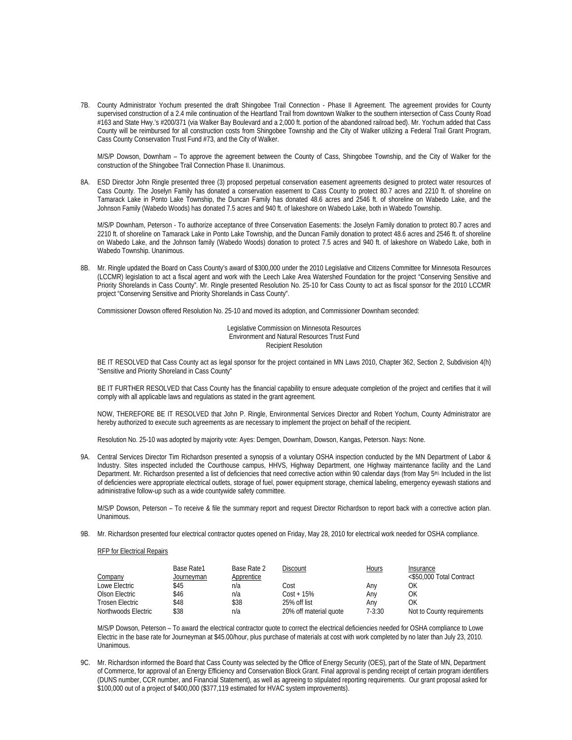7B. County Administrator Yochum presented the draft Shingobee Trail Connection - Phase II Agreement. The agreement provides for County supervised construction of a 2.4 mile continuation of the Heartland Trail from downtown Walker to the southern intersection of Cass County Road #163 and State Hwy.'s #200/371 (via Walker Bay Boulevard and a 2,000 ft. portion of the abandoned railroad bed). Mr. Yochum added that Cass County will be reimbursed for all construction costs from Shingobee Township and the City of Walker utilizing a Federal Trail Grant Program, Cass County Conservation Trust Fund #73, and the City of Walker.

M/S/P Dowson, Downham – To approve the agreement between the County of Cass, Shingobee Township, and the City of Walker for the construction of the Shingobee Trail Connection Phase II. Unanimous.

8A. ESD Director John Ringle presented three (3) proposed perpetual conservation easement agreements designed to protect water resources of Cass County. The Joselyn Family has donated a conservation easement to Cass County to protect 80.7 acres and 2210 ft. of shoreline on Tamarack Lake in Ponto Lake Township, the Duncan Family has donated 48.6 acres and 2546 ft. of shoreline on Wabedo Lake, and the Johnson Family (Wabedo Woods) has donated 7.5 acres and 940 ft. of lakeshore on Wabedo Lake, both in Wabedo Township.

M/S/P Downham, Peterson - To authorize acceptance of three Conservation Easements: the Joselyn Family donation to protect 80.7 acres and 2210 ft. of shoreline on Tamarack Lake in Ponto Lake Township, and the Duncan Family donation to protect 48.6 acres and 2546 ft. of shoreline on Wabedo Lake, and the Johnson family (Wabedo Woods) donation to protect 7.5 acres and 940 ft. of lakeshore on Wabedo Lake, both in Wabedo Township. Unanimous.

8B. Mr. Ringle updated the Board on Cass County's award of $300,000 under the 2010 Legislative and Citizens Committee for Minnesota Resources (LCCMR) legislation to act a fiscal agent and work with the Leech Lake Area Watershed Foundation for the project "Conserving Sensitive and Priority Shorelands in Cass County". Mr. Ringle presented Resolution No. 25-10 for Cass County to act as fiscal sponsor for the 2010 LCCMR project "Conserving Sensitive and Priority Shorelands in Cass County".

Commissioner Dowson offered Resolution No. 25-10 and moved its adoption, and Commissioner Downham seconded:

Legislative Commission on Minnesota Resources
Environment and Natural Resources Trust Fund
Recipient Resolution

BE IT RESOLVED that Cass County act as legal sponsor for the project contained in MN Laws 2010, Chapter 362, Section 2, Subdivision 4(h) "Sensitive and Priority Shoreland in Cass County"

BE IT FURTHER RESOLVED that Cass County has the financial capability to ensure adequate completion of the project and certifies that it will comply with all applicable laws and regulations as stated in the grant agreement.

NOW, THEREFORE BE IT RESOLVED that John P. Ringle, Environmental Services Director and Robert Yochum, County Administrator are hereby authorized to execute such agreements as are necessary to implement the project on behalf of the recipient.

Resolution No. 25-10 was adopted by majority vote: Ayes: Demgen, Downham, Dowson, Kangas, Peterson. Nays: None.

9A. Central Services Director Tim Richardson presented a synopsis of a voluntary OSHA inspection conducted by the MN Department of Labor & Industry. Sites inspected included the Courthouse campus, HHVS, Highway Department, one Highway maintenance facility and the Land Department. Mr. Richardson presented a list of deficiencies that need corrective action within 90 calendar days (from May 5th). Included in the list of deficiencies were appropriate electrical outlets, storage of fuel, power equipment storage, chemical labeling, emergency eyewash stations and administrative follow-up such as a wide countywide safety committee.

M/S/P Dowson, Peterson – To receive & file the summary report and request Director Richardson to report back with a corrective action plan. Unanimous.

9B. Mr. Richardson presented four electrical contractor quotes opened on Friday, May 28, 2010 for electrical work needed for OSHA compliance.

RFP for Electrical Repairs

| Company | Base Rate1 Journeyman | Base Rate 2 Apprentice | Discount | Hours | Insurance <$50,000 Total Contract |
|---|---|---|---|---|---|
| Lowe Electric | $45 | n/a | Cost | Any | OK |
| Olson Electric | $46 | n/a | Cost + 15% | Any | OK |
| Trosen Electric | $48 | $38 | 25% off list | Any | OK |
| Northwoods Electric | $38 | n/a | 20% off material quote | 7-3:30 | Not to County requirements |

M/S/P Dowson, Peterson – To award the electrical contractor quote to correct the electrical deficiencies needed for OSHA compliance to Lowe Electric in the base rate for Journeyman at $45.00/hour, plus purchase of materials at cost with work completed by no later than July 23, 2010. Unanimous.

9C. Mr. Richardson informed the Board that Cass County was selected by the Office of Energy Security (OES), part of the State of MN, Department of Commerce, for approval of an Energy Efficiency and Conservation Block Grant. Final approval is pending receipt of certain program identifiers (DUNS number, CCR number, and Financial Statement), as well as agreeing to stipulated reporting requirements. Our grant proposal asked for $100,000 out of a project of $400,000 ($377,119 estimated for HVAC system improvements).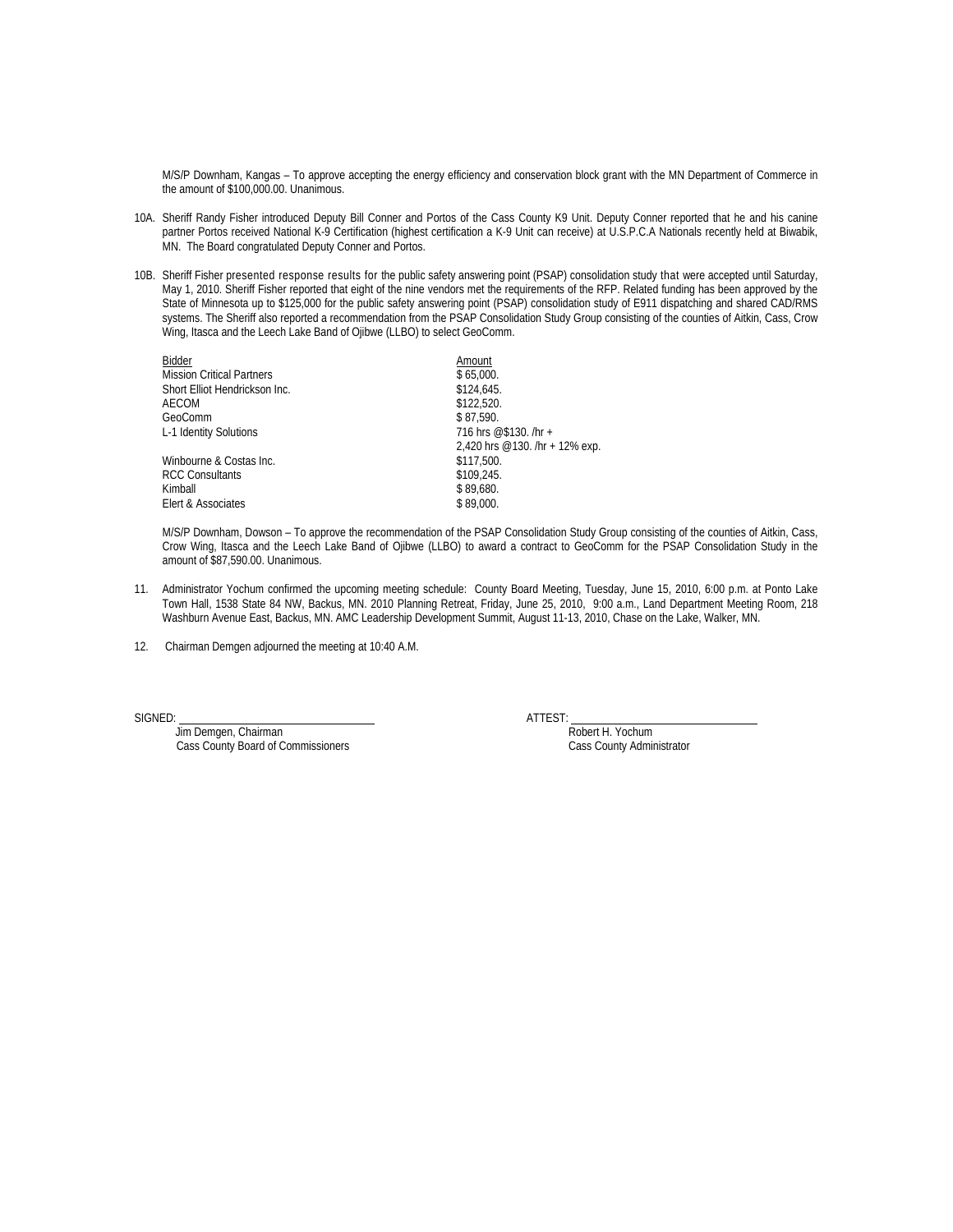M/S/P Downham, Kangas – To approve accepting the energy efficiency and conservation block grant with the MN Department of Commerce in the amount of $100,000.00. Unanimous.

10A. Sheriff Randy Fisher introduced Deputy Bill Conner and Portos of the Cass County K9 Unit. Deputy Conner reported that he and his canine partner Portos received National K-9 Certification (highest certification a K-9 Unit can receive) at U.S.P.C.A Nationals recently held at Biwabik, MN. The Board congratulated Deputy Conner and Portos.

10B. Sheriff Fisher presented response results for the public safety answering point (PSAP) consolidation study that were accepted until Saturday, May 1, 2010. Sheriff Fisher reported that eight of the nine vendors met the requirements of the RFP. Related funding has been approved by the State of Minnesota up to $125,000 for the public safety answering point (PSAP) consolidation study of E911 dispatching and shared CAD/RMS systems. The Sheriff also reported a recommendation from the PSAP Consolidation Study Group consisting of the counties of Aitkin, Cass, Crow Wing, Itasca and the Leech Lake Band of Ojibwe (LLBO) to select GeoComm.

| Bidder | Amount |
|---|---|
| Mission Critical Partners | $ 65,000. |
| Short Elliot Hendrickson Inc. | $124,645. |
| AECOM | $122,520. |
| GeoComm | $ 87,590. |
| L-1 Identity Solutions | 716 hrs @$130. /hr + 2,420 hrs @130. /hr + 12% exp. |
| Winbourne & Costas Inc. | $117,500. |
| RCC Consultants | $109,245. |
| Kimball | $ 89,680. |
| Elert & Associates | $ 89,000. |

M/S/P Downham, Dowson – To approve the recommendation of the PSAP Consolidation Study Group consisting of the counties of Aitkin, Cass, Crow Wing, Itasca and the Leech Lake Band of Ojibwe (LLBO) to award a contract to GeoComm for the PSAP Consolidation Study in the amount of $87,590.00. Unanimous.

11. Administrator Yochum confirmed the upcoming meeting schedule: County Board Meeting, Tuesday, June 15, 2010, 6:00 p.m. at Ponto Lake Town Hall, 1538 State 84 NW, Backus, MN. 2010 Planning Retreat, Friday, June 25, 2010, 9:00 a.m., Land Department Meeting Room, 218 Washburn Avenue East, Backus, MN. AMC Leadership Development Summit, August 11-13, 2010, Chase on the Lake, Walker, MN.

12. Chairman Demgen adjourned the meeting at 10:40 A.M.

SIGNED: ______________________________
Jim Demgen, Chairman
Cass County Board of Commissioners

ATTEST: ______________________________
Robert H. Yochum
Cass County Administrator